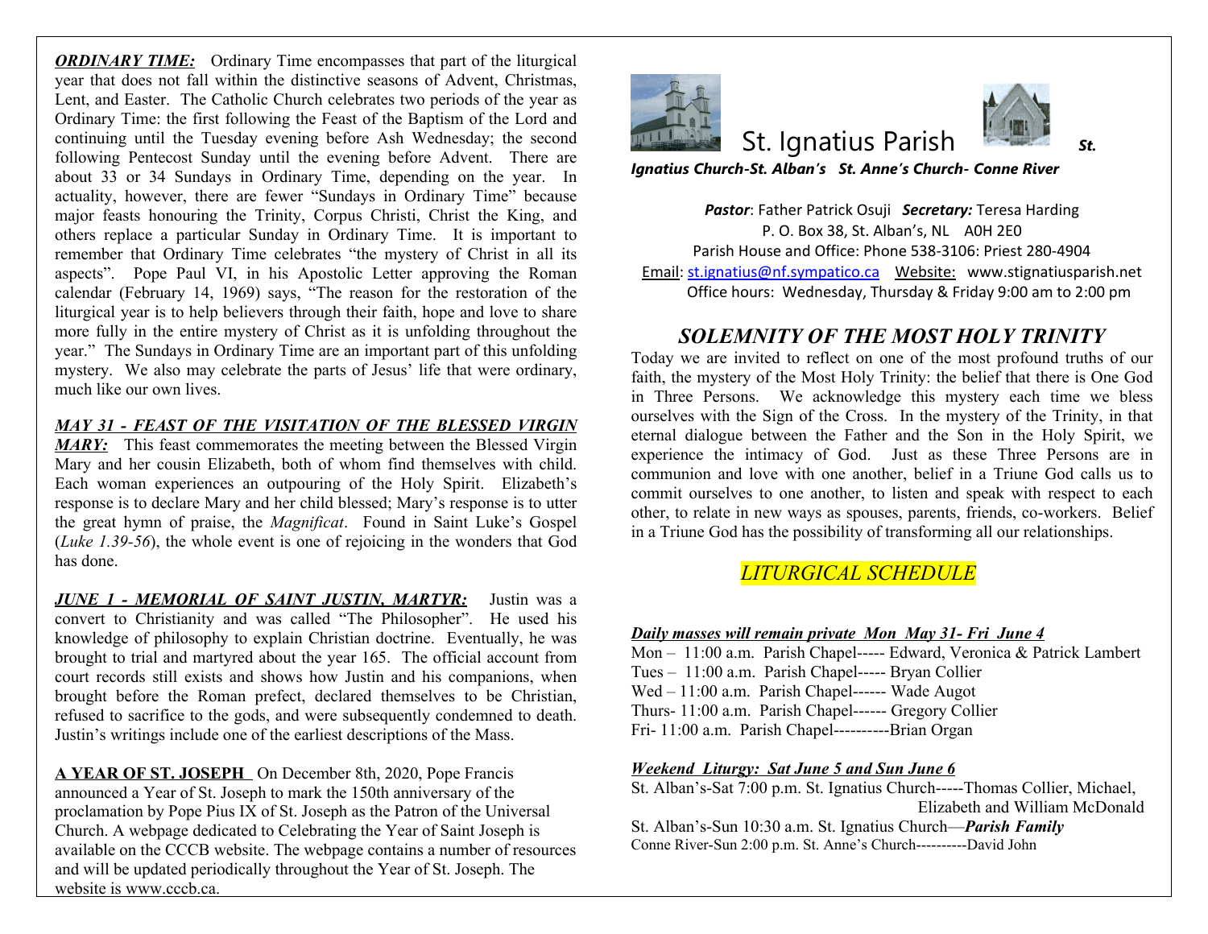***ORDINARY TIME:*** Ordinary Time encompasses that part of the liturgical year that does not fall within the distinctive seasons of Advent, Christmas, Lent, and Easter. The Catholic Church celebrates two periods of the year as Ordinary Time: the first following the Feast of the Baptism of the Lord and continuing until the Tuesday evening before Ash Wednesday; the second following Pentecost Sunday until the evening before Advent. There are about 33 or 34 Sundays in Ordinary Time, depending on the year. In actuality, however, there are fewer "Sundays in Ordinary Time" because major feasts honouring the Trinity, Corpus Christi, Christ the King, and others replace a particular Sunday in Ordinary Time. It is important to remember that Ordinary Time celebrates "the mystery of Christ in all its aspects". Pope Paul VI, in his Apostolic Letter approving the Roman calendar (February 14, 1969) says, "The reason for the restoration of the liturgical year is to help believers through their faith, hope and love to share more fully in the entire mystery of Christ as it is unfolding throughout the year." The Sundays in Ordinary Time are an important part of this unfolding mystery. We also may celebrate the parts of Jesus' life that were ordinary, much like our own lives.

***MAY 31 - FEAST OF THE VISITATION OF THE BLESSED VIRGIN MARY:*** This feast commemorates the meeting between the Blessed Virgin Mary and her cousin Elizabeth, both of whom find themselves with child. Each woman experiences an outpouring of the Holy Spirit. Elizabeth's response is to declare Mary and her child blessed; Mary's response is to utter the great hymn of praise, the *Magnificat*. Found in Saint Luke's Gospel (*Luke 1.39-56*), the whole event is one of rejoicing in the wonders that God has done.

***JUNE 1 - MEMORIAL OF SAINT JUSTIN, MARTYR:*** Justin was a convert to Christianity and was called "The Philosopher". He used his knowledge of philosophy to explain Christian doctrine. Eventually, he was brought to trial and martyred about the year 165. The official account from court records still exists and shows how Justin and his companions, when brought before the Roman prefect, declared themselves to be Christian, refused to sacrifice to the gods, and were subsequently condemned to death. Justin's writings include one of the earliest descriptions of the Mass.

**A YEAR OF ST. JOSEPH** On December 8th, 2020, Pope Francis announced a Year of St. Joseph to mark the 150th anniversary of the proclamation by Pope Pius IX of St. Joseph as the Patron of the Universal Church. A webpage dedicated to Celebrating the Year of Saint Joseph is available on the CCCB website. The webpage contains a number of resources and will be updated periodically throughout the Year of St. Joseph. The website is www.cccb.ca.

# St. Ignatius Parish

***St. Ignatius Church-St. Alban's St. Anne's Church- Conne River***

***Pastor***: Father Patrick Osuji ***Secretary:*** Teresa Harding
P. O. Box 38, St. Alban's, NL A0H 2E0
Parish House and Office: Phone 538-3106: Priest 280-4904
Email: st.ignatius@nf.sympatico.ca Website: www.stignatiusparish.net
Office hours: Wednesday, Thursday & Friday 9:00 am to 2:00 pm

## *SOLEMNITY OF THE MOST HOLY TRINITY*

Today we are invited to reflect on one of the most profound truths of our faith, the mystery of the Most Holy Trinity: the belief that there is One God in Three Persons. We acknowledge this mystery each time we bless ourselves with the Sign of the Cross. In the mystery of the Trinity, in that eternal dialogue between the Father and the Son in the Holy Spirit, we experience the intimacy of God. Just as these Three Persons are in communion and love with one another, belief in a Triune God calls us to commit ourselves to one another, to listen and speak with respect to each other, to relate in new ways as spouses, parents, friends, co-workers. Belief in a Triune God has the possibility of transforming all our relationships.

## *LITURGICAL SCHEDULE*

***Daily masses will remain private Mon May 31- Fri June 4***

Mon – 11:00 a.m. Parish Chapel----- Edward, Veronica & Patrick Lambert
Tues – 11:00 a.m. Parish Chapel----- Bryan Collier
Wed – 11:00 a.m. Parish Chapel------ Wade Augot
Thurs- 11:00 a.m. Parish Chapel------ Gregory Collier
Fri- 11:00 a.m. Parish Chapel----------Brian Organ

***Weekend Liturgy: Sat June 5 and Sun June 6***

St. Alban's-Sat 7:00 p.m. St. Ignatius Church-----Thomas Collier, Michael, Elizabeth and William McDonald
St. Alban's-Sun 10:30 a.m. St. Ignatius Church—***Parish Family***
Conne River-Sun 2:00 p.m. St. Anne's Church----------David John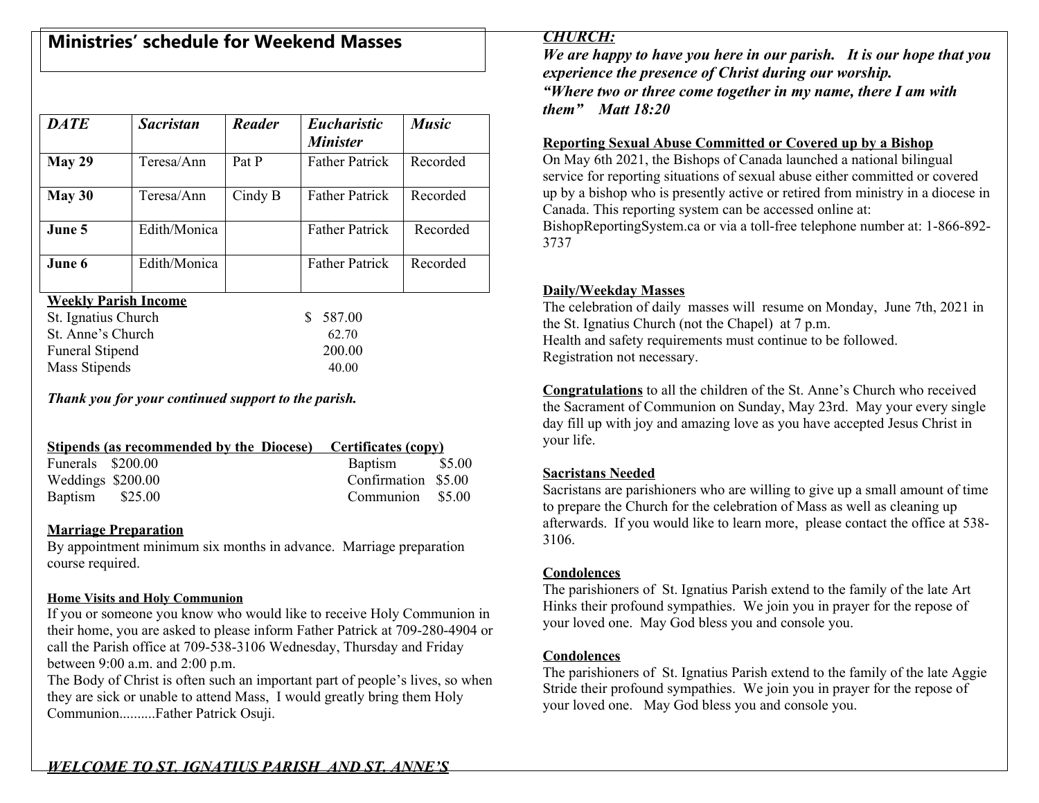## Ministries' schedule for Weekend Masses

| *DATE* | *Sacristan* | *Reader* | *Eucharistic Minister* | *Music* |
|---|---|---|---|---|
| **May 29** | Teresa/Ann | Pat P | Father Patrick | Recorded |
| **May 30** | Teresa/Ann | Cindy B | Father Patrick | Recorded |
| **June 5** | Edith/Monica | | Father Patrick | Recorded |
| **June 6** | Edith/Monica | | Father Patrick | Recorded |

**Weekly Parish Income**

| | |
|---|---|
| St. Ignatius Church | $ 587.00 |
| St. Anne's Church | 62.70 |
| Funeral Stipend | 200.00 |
| Mass Stipends | 40.00 |

***Thank you for your continued support to the parish.***

| **Stipends (as recommended by the Diocese)** | | **Certificates (copy)** | |
|---|---|---|---|
| Funerals | $200.00 | Baptism | $5.00 |
| Weddings | $200.00 | Confirmation | $5.00 |
| Baptism | $25.00 | Communion | $5.00 |

**Marriage Preparation**

By appointment minimum six months in advance. Marriage preparation course required.

**Home Visits and Holy Communion**

If you or someone you know who would like to receive Holy Communion in their home, you are asked to please inform Father Patrick at 709-280-4904 or call the Parish office at 709-538-3106 Wednesday, Thursday and Friday between 9:00 a.m. and 2:00 p.m.

The Body of Christ is often such an important part of people's lives, so when they are sick or unable to attend Mass, I would greatly bring them Holy Communion..........Father Patrick Osuji.

***WELCOME TO ST. IGNATIUS PARISH AND ST. ANNE'S CHURCH:***

***We are happy to have you here in our parish. It is our hope that you experience the presence of Christ during our worship.***
***"Where two or three come together in my name, there I am with them" Matt 18:20***

**Reporting Sexual Abuse Committed or Covered up by a Bishop**

On May 6th 2021, the Bishops of Canada launched a national bilingual service for reporting situations of sexual abuse either committed or covered up by a bishop who is presently active or retired from ministry in a diocese in Canada. This reporting system can be accessed online at: BishopReportingSystem.ca or via a toll-free telephone number at: 1-866-892-3737

**Daily/Weekday Masses**

The celebration of daily masses will resume on Monday, June 7th, 2021 in the St. Ignatius Church (not the Chapel) at 7 p.m.
Health and safety requirements must continue to be followed.
Registration not necessary.

**Congratulations** to all the children of the St. Anne's Church who received the Sacrament of Communion on Sunday, May 23rd. May your every single day fill up with joy and amazing love as you have accepted Jesus Christ in your life.

**Sacristans Needed**

Sacristans are parishioners who are willing to give up a small amount of time to prepare the Church for the celebration of Mass as well as cleaning up afterwards. If you would like to learn more, please contact the office at 538-3106.

**Condolences**

The parishioners of St. Ignatius Parish extend to the family of the late Art Hinks their profound sympathies. We join you in prayer for the repose of your loved one. May God bless you and console you.

**Condolences**

The parishioners of St. Ignatius Parish extend to the family of the late Aggie Stride their profound sympathies. We join you in prayer for the repose of your loved one. May God bless you and console you.